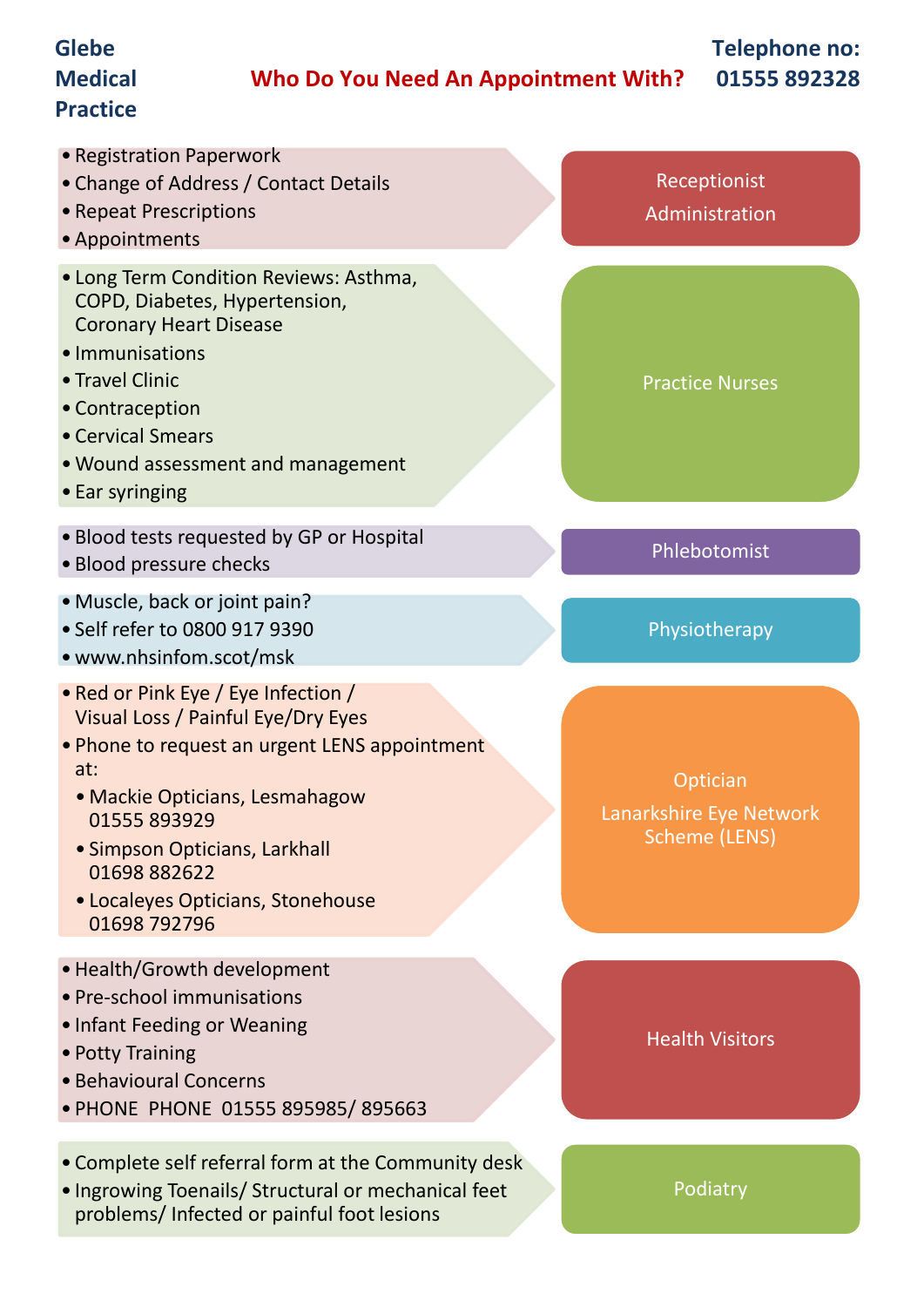**Glebe Medical Practice**

# Who Do You Need An Appointment With?

**Telephone no: 01555 892328**

## Receptionist Administration

- Registration Paperwork
- Change of Address / Contact Details
- Repeat Prescriptions
- Appointments

## Practice Nurses

- Long Term Condition Reviews: Asthma, COPD, Diabetes, Hypertension, Coronary Heart Disease
- Immunisations
- Travel Clinic
- Contraception
- Cervical Smears
- Wound assessment and management
- Ear syringing

## Phlebotomist

- Blood tests requested by GP or Hospital
- Blood pressure checks

## Physiotherapy

- Muscle, back or joint pain?
- Self refer to 0800 917 9390
- www.nhsinfom.scot/msk

## Optician

## Lanarkshire Eye Network Scheme (LENS)

- Red or Pink Eye / Eye Infection / Visual Loss / Painful Eye/Dry Eyes
- Phone to request an urgent LENS appointment at:
  - Mackie Opticians, Lesmahagow 01555 893929
  - Simpson Opticians, Larkhall 01698 882622
  - Localeyes Opticians, Stonehouse 01698 792796

## Health Visitors

- Health/Growth development
- Pre-school immunisations
- Infant Feeding or Weaning
- Potty Training
- Behavioural Concerns
- PHONE PHONE 01555 895985/ 895663

## Podiatry

- Complete self referral form at the Community desk
- Ingrowing Toenails/ Structural or mechanical feet problems/ Infected or painful foot lesions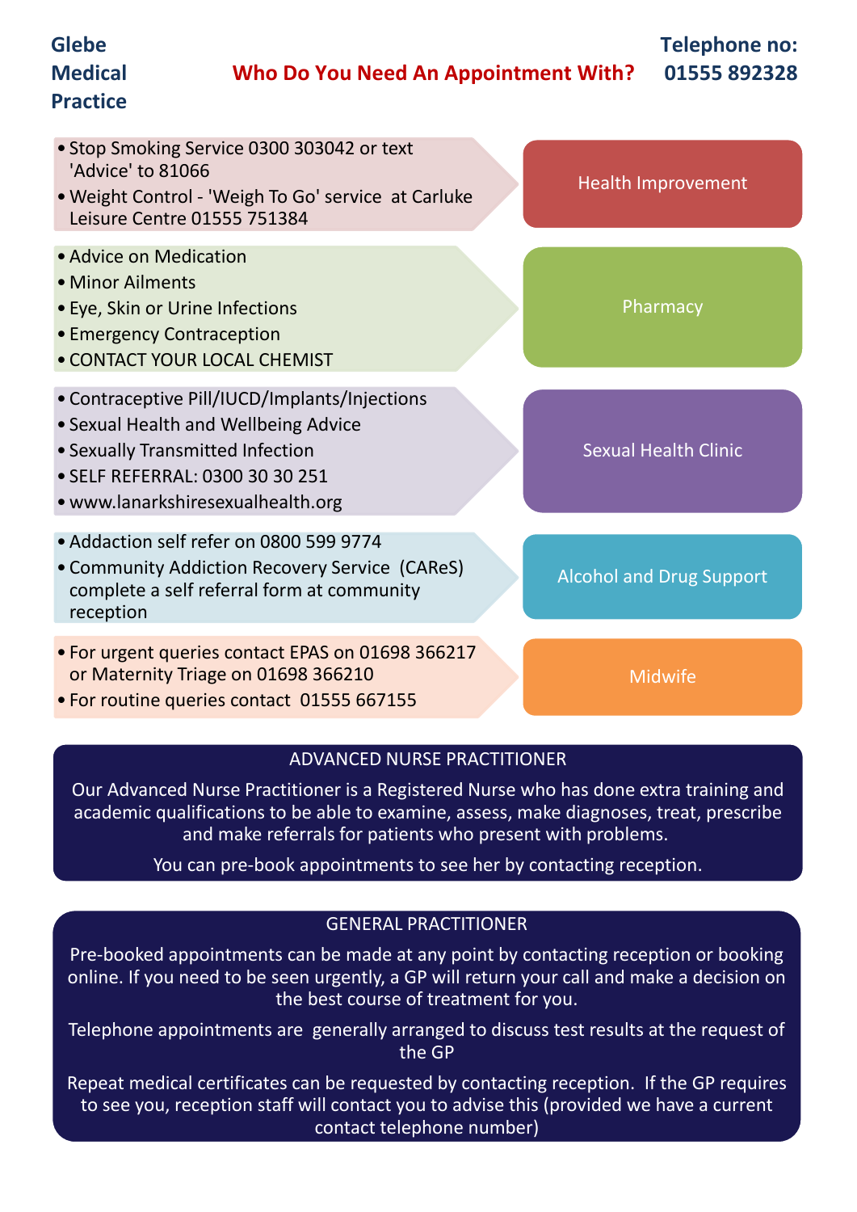**Glebe Medical Practice**

## Who Do You Need An Appointment With?

**Telephone no: 01555 892328**

### Health Improvement

- Stop Smoking Service 0300 303042 or text 'Advice' to 81066
- Weight Control - 'Weigh To Go' service at Carluke Leisure Centre 01555 751384

### Pharmacy

- Advice on Medication
- Minor Ailments
- Eye, Skin or Urine Infections
- Emergency Contraception
- CONTACT YOUR LOCAL CHEMIST

### Sexual Health Clinic

- Contraceptive Pill/IUCD/Implants/Injections
- Sexual Health and Wellbeing Advice
- Sexually Transmitted Infection
- SELF REFERRAL: 0300 30 30 251
- www.lanarkshiresexualhealth.org

### Alcohol and Drug Support

- Addaction self refer on 0800 599 9774
- Community Addiction Recovery Service (CAReS) complete a self referral form at community reception

### Midwife

- For urgent queries contact EPAS on 01698 366217 or Maternity Triage on 01698 366210
- For routine queries contact 01555 667155

### ADVANCED NURSE PRACTITIONER

Our Advanced Nurse Practitioner is a Registered Nurse who has done extra training and academic qualifications to be able to examine, assess, make diagnoses, treat, prescribe and make referrals for patients who present with problems.

You can pre-book appointments to see her by contacting reception.

### GENERAL PRACTITIONER

Pre-booked appointments can be made at any point by contacting reception or booking online. If you need to be seen urgently, a GP will return your call and make a decision on the best course of treatment for you.

Telephone appointments are generally arranged to discuss test results at the request of the GP

Repeat medical certificates can be requested by contacting reception. If the GP requires to see you, reception staff will contact you to advise this (provided we have a current contact telephone number)